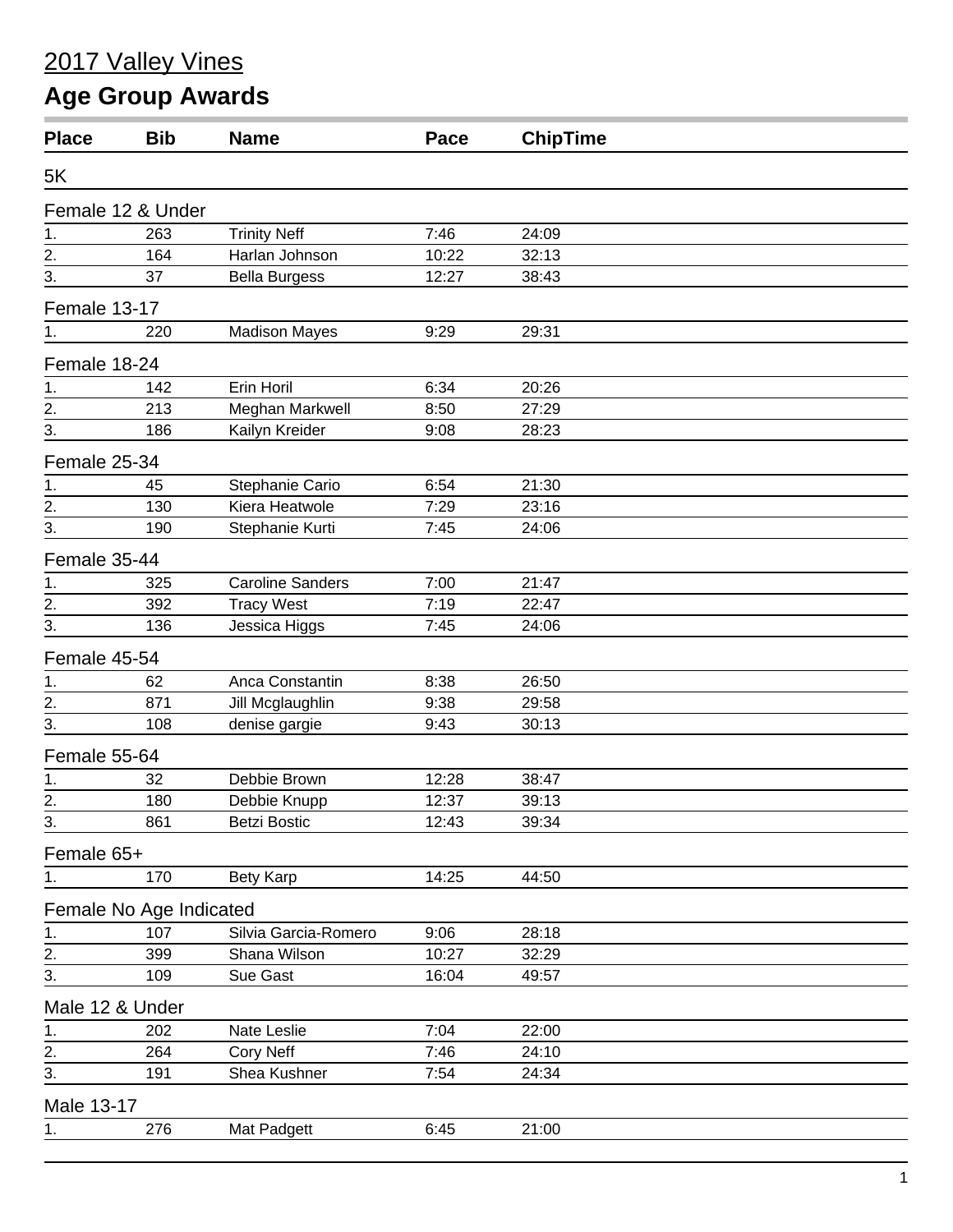# 2017 Valley Vines

## Age Group Awards

| Place | Bib | Name | Pace | ChipTime |
|---|---|---|---|---|
| **5K** | | | | |
| **Female 12 & Under** | | | | |
| 1. | 263 | Trinity Neff | 7:46 | 24:09 |
| 2. | 164 | Harlan Johnson | 10:22 | 32:13 |
| 3. | 37 | Bella Burgess | 12:27 | 38:43 |
| **Female 13-17** | | | | |
| 1. | 220 | Madison Mayes | 9:29 | 29:31 |
| **Female 18-24** | | | | |
| 1. | 142 | Erin Horil | 6:34 | 20:26 |
| 2. | 213 | Meghan Markwell | 8:50 | 27:29 |
| 3. | 186 | Kailyn Kreider | 9:08 | 28:23 |
| **Female 25-34** | | | | |
| 1. | 45 | Stephanie Cario | 6:54 | 21:30 |
| 2. | 130 | Kiera Heatwole | 7:29 | 23:16 |
| 3. | 190 | Stephanie Kurti | 7:45 | 24:06 |
| **Female 35-44** | | | | |
| 1. | 325 | Caroline Sanders | 7:00 | 21:47 |
| 2. | 392 | Tracy West | 7:19 | 22:47 |
| 3. | 136 | Jessica Higgs | 7:45 | 24:06 |
| **Female 45-54** | | | | |
| 1. | 62 | Anca Constantin | 8:38 | 26:50 |
| 2. | 871 | Jill Mcglaughlin | 9:38 | 29:58 |
| 3. | 108 | denise gargie | 9:43 | 30:13 |
| **Female 55-64** | | | | |
| 1. | 32 | Debbie Brown | 12:28 | 38:47 |
| 2. | 180 | Debbie Knupp | 12:37 | 39:13 |
| 3. | 861 | Betzi Bostic | 12:43 | 39:34 |
| **Female 65+** | | | | |
| 1. | 170 | Bety Karp | 14:25 | 44:50 |
| **Female No Age Indicated** | | | | |
| 1. | 107 | Silvia Garcia-Romero | 9:06 | 28:18 |
| 2. | 399 | Shana Wilson | 10:27 | 32:29 |
| 3. | 109 | Sue Gast | 16:04 | 49:57 |
| **Male 12 & Under** | | | | |
| 1. | 202 | Nate Leslie | 7:04 | 22:00 |
| 2. | 264 | Cory Neff | 7:46 | 24:10 |
| 3. | 191 | Shea Kushner | 7:54 | 24:34 |
| **Male 13-17** | | | | |
| 1. | 276 | Mat Padgett | 6:45 | 21:00 |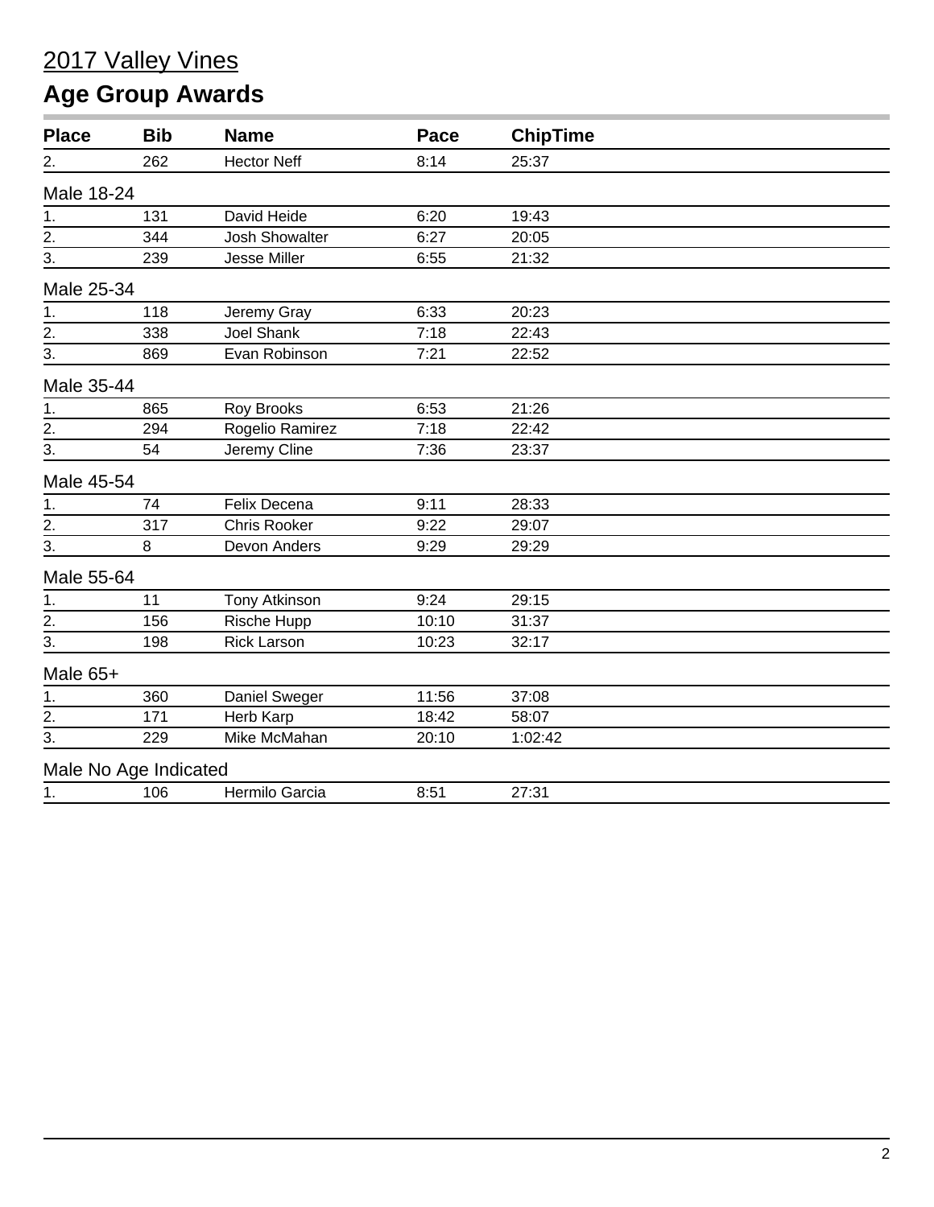# 2017 Valley Vines

## Age Group Awards

| Place | Bib | Name | Pace | ChipTime |
|---|---|---|---|---|
| 2. | 262 | Hector Neff | 8:14 | 25:37 |

### Male 18-24

| Place | Bib | Name | Pace | ChipTime |
|---|---|---|---|---|
| 1. | 131 | David Heide | 6:20 | 19:43 |
| 2. | 344 | Josh Showalter | 6:27 | 20:05 |
| 3. | 239 | Jesse Miller | 6:55 | 21:32 |

### Male 25-34

| Place | Bib | Name | Pace | ChipTime |
|---|---|---|---|---|
| 1. | 118 | Jeremy Gray | 6:33 | 20:23 |
| 2. | 338 | Joel Shank | 7:18 | 22:43 |
| 3. | 869 | Evan Robinson | 7:21 | 22:52 |

### Male 35-44

| Place | Bib | Name | Pace | ChipTime |
|---|---|---|---|---|
| 1. | 865 | Roy Brooks | 6:53 | 21:26 |
| 2. | 294 | Rogelio Ramirez | 7:18 | 22:42 |
| 3. | 54 | Jeremy Cline | 7:36 | 23:37 |

### Male 45-54

| Place | Bib | Name | Pace | ChipTime |
|---|---|---|---|---|
| 1. | 74 | Felix Decena | 9:11 | 28:33 |
| 2. | 317 | Chris Rooker | 9:22 | 29:07 |
| 3. | 8 | Devon Anders | 9:29 | 29:29 |

### Male 55-64

| Place | Bib | Name | Pace | ChipTime |
|---|---|---|---|---|
| 1. | 11 | Tony Atkinson | 9:24 | 29:15 |
| 2. | 156 | Rische Hupp | 10:10 | 31:37 |
| 3. | 198 | Rick Larson | 10:23 | 32:17 |

### Male 65+

| Place | Bib | Name | Pace | ChipTime |
|---|---|---|---|---|
| 1. | 360 | Daniel Sweger | 11:56 | 37:08 |
| 2. | 171 | Herb Karp | 18:42 | 58:07 |
| 3. | 229 | Mike McMahan | 20:10 | 1:02:42 |

### Male No Age Indicated

| Place | Bib | Name | Pace | ChipTime |
|---|---|---|---|---|
| 1. | 106 | Hermilo Garcia | 8:51 | 27:31 |